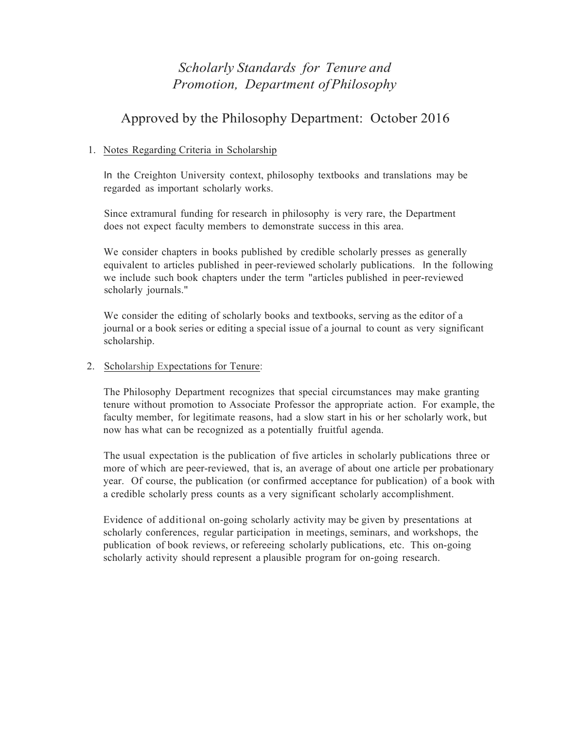# *Scholarly Standards for Tenure and Promotion, Department of Philosophy*

## Approved by the Philosophy Department: October 2016

1. Notes Regarding Criteria in Scholarship

   In the Creighton University context, philosophy textbooks and translations may be regarded as important scholarly works.

   Since extramural funding for research in philosophy is very rare, the Department does not expect faculty members to demonstrate success in this area.

   We consider chapters in books published by credible scholarly presses as generally equivalent to articles published in peer-reviewed scholarly publications. In the following we include such book chapters under the term "articles published in peer-reviewed scholarly journals."

   We consider the editing of scholarly books and textbooks, serving as the editor of a journal or a book series or editing a special issue of a journal to count as very significant scholarship.

2. Scholarship Expectations for Tenure:

   The Philosophy Department recognizes that special circumstances may make granting tenure without promotion to Associate Professor the appropriate action. For example, the faculty member, for legitimate reasons, had a slow start in his or her scholarly work, but now has what can be recognized as a potentially fruitful agenda.

   The usual expectation is the publication of five articles in scholarly publications three or more of which are peer-reviewed, that is, an average of about one article per probationary year. Of course, the publication (or confirmed acceptance for publication) of a book with a credible scholarly press counts as a very significant scholarly accomplishment.

   Evidence of additional on-going scholarly activity may be given by presentations at scholarly conferences, regular participation in meetings, seminars, and workshops, the publication of book reviews, or refereeing scholarly publications, etc. This on-going scholarly activity should represent a plausible program for on-going research.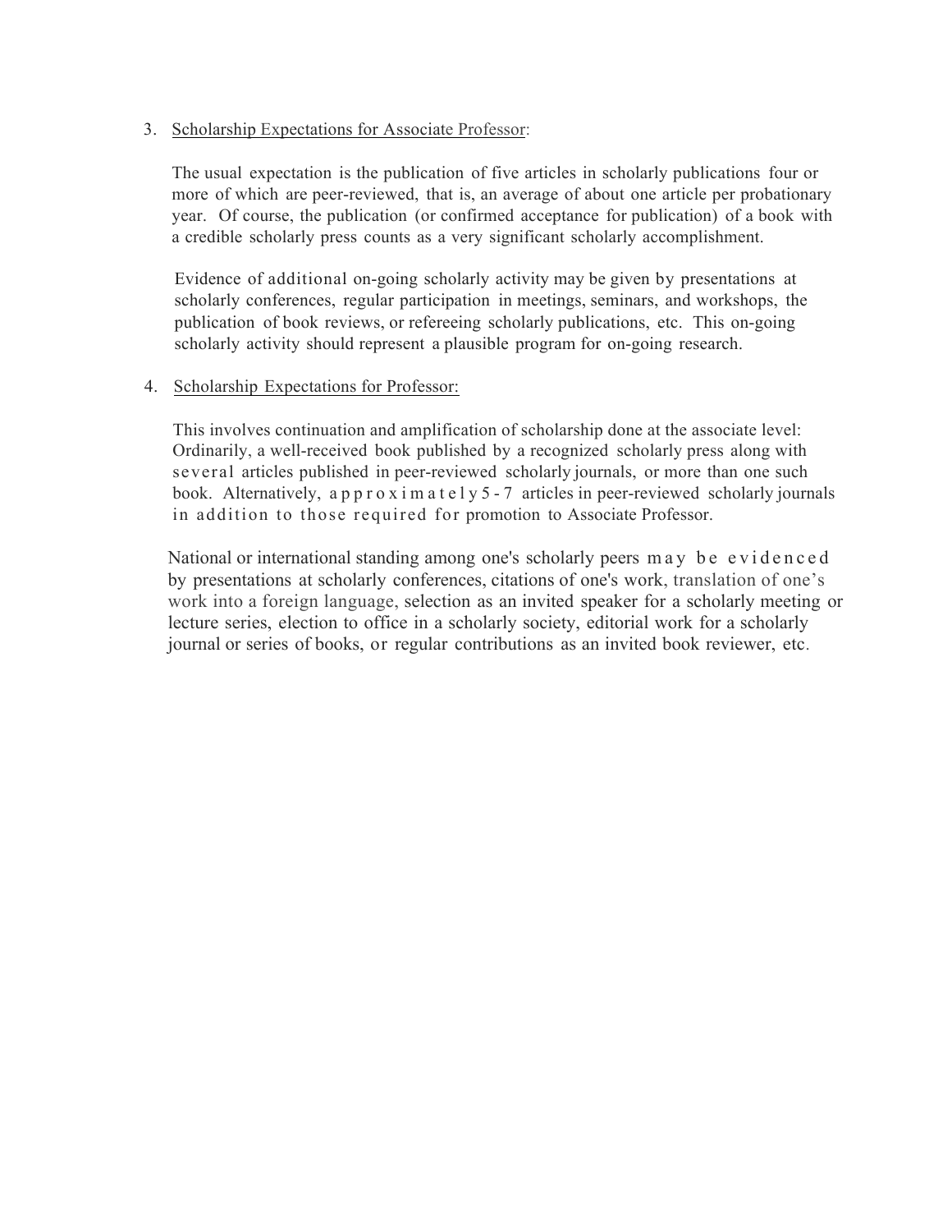3. Scholarship Expectations for Associate Professor:

   The usual expectation is the publication of five articles in scholarly publications four or more of which are peer-reviewed, that is, an average of about one article per probationary year. Of course, the publication (or confirmed acceptance for publication) of a book with a credible scholarly press counts as a very significant scholarly accomplishment.

   Evidence of additional on-going scholarly activity may be given by presentations at scholarly conferences, regular participation in meetings, seminars, and workshops, the publication of book reviews, or refereeing scholarly publications, etc. This on-going scholarly activity should represent a plausible program for on-going research.

4. Scholarship Expectations for Professor:

   This involves continuation and amplification of scholarship done at the associate level: Ordinarily, a well-received book published by a recognized scholarly press along with several articles published in peer-reviewed scholarly journals, or more than one such book. Alternatively, approximately 5-7 articles in peer-reviewed scholarly journals in addition to those required for promotion to Associate Professor.

   National or international standing among one's scholarly peers may be evidenced by presentations at scholarly conferences, citations of one's work, translation of one's work into a foreign language, selection as an invited speaker for a scholarly meeting or lecture series, election to office in a scholarly society, editorial work for a scholarly journal or series of books, or regular contributions as an invited book reviewer, etc.